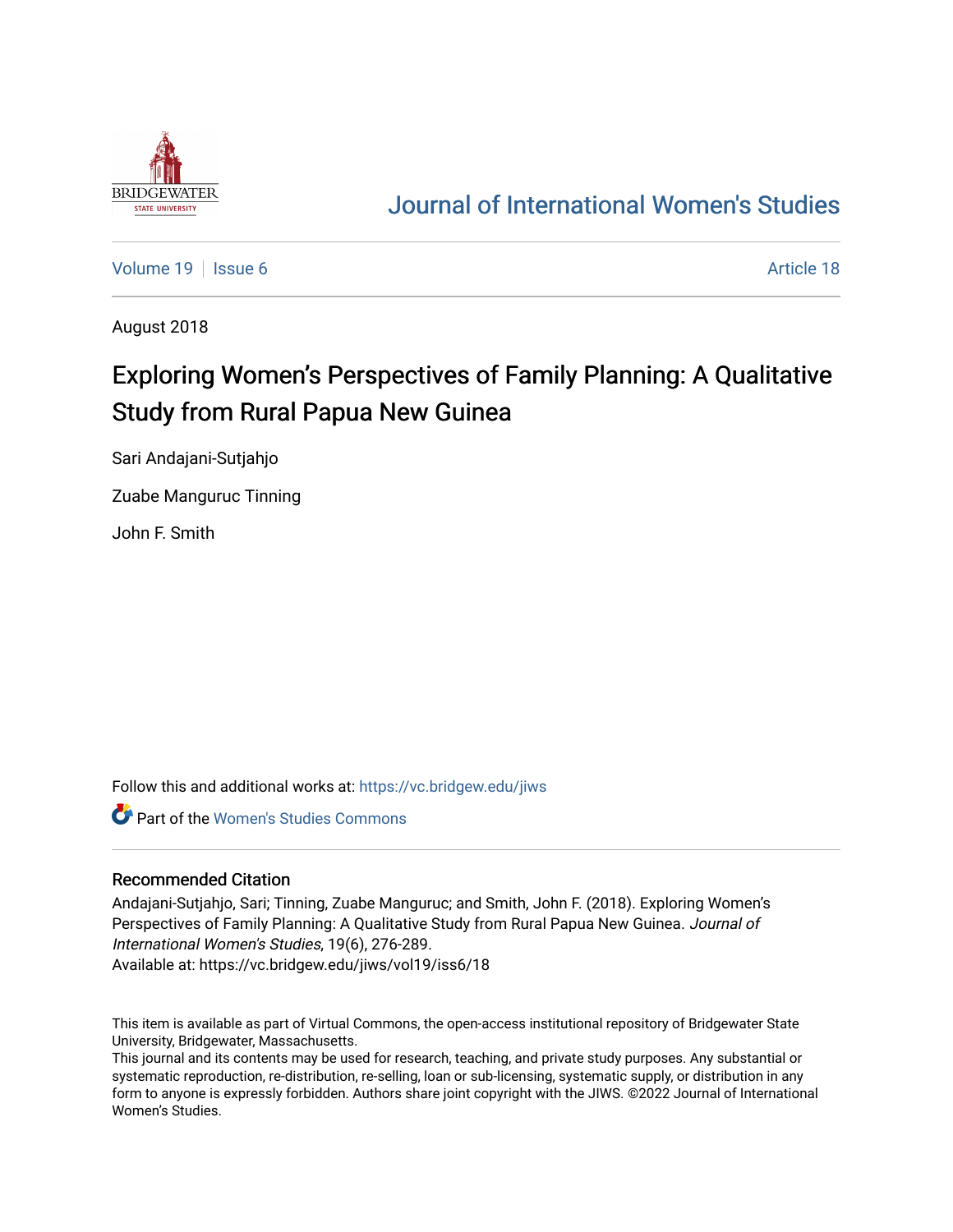# Journal of International Women's Studies

Volume 19 | Issue 6 Article 18

August 2018

## Exploring Women's Perspectives of Family Planning: A Qualitative Study from Rural Papua New Guinea

Sari Andajani-Sutjahjo

Zuabe Manguruc Tinning

John F. Smith

Follow this and additional works at: https://vc.bridgew.edu/jiws

Part of the Women's Studies Commons

### Recommended Citation

Andajani-Sutjahjo, Sari; Tinning, Zuabe Manguruc; and Smith, John F. (2018). Exploring Women's Perspectives of Family Planning: A Qualitative Study from Rural Papua New Guinea. *Journal of International Women's Studies*, 19(6), 276-289.
Available at: https://vc.bridgew.edu/jiws/vol19/iss6/18

This item is available as part of Virtual Commons, the open-access institutional repository of Bridgewater State University, Bridgewater, Massachusetts.
This journal and its contents may be used for research, teaching, and private study purposes. Any substantial or systematic reproduction, re-distribution, re-selling, loan or sub-licensing, systematic supply, or distribution in any form to anyone is expressly forbidden. Authors share joint copyright with the JIWS. ©2022 Journal of International Women's Studies.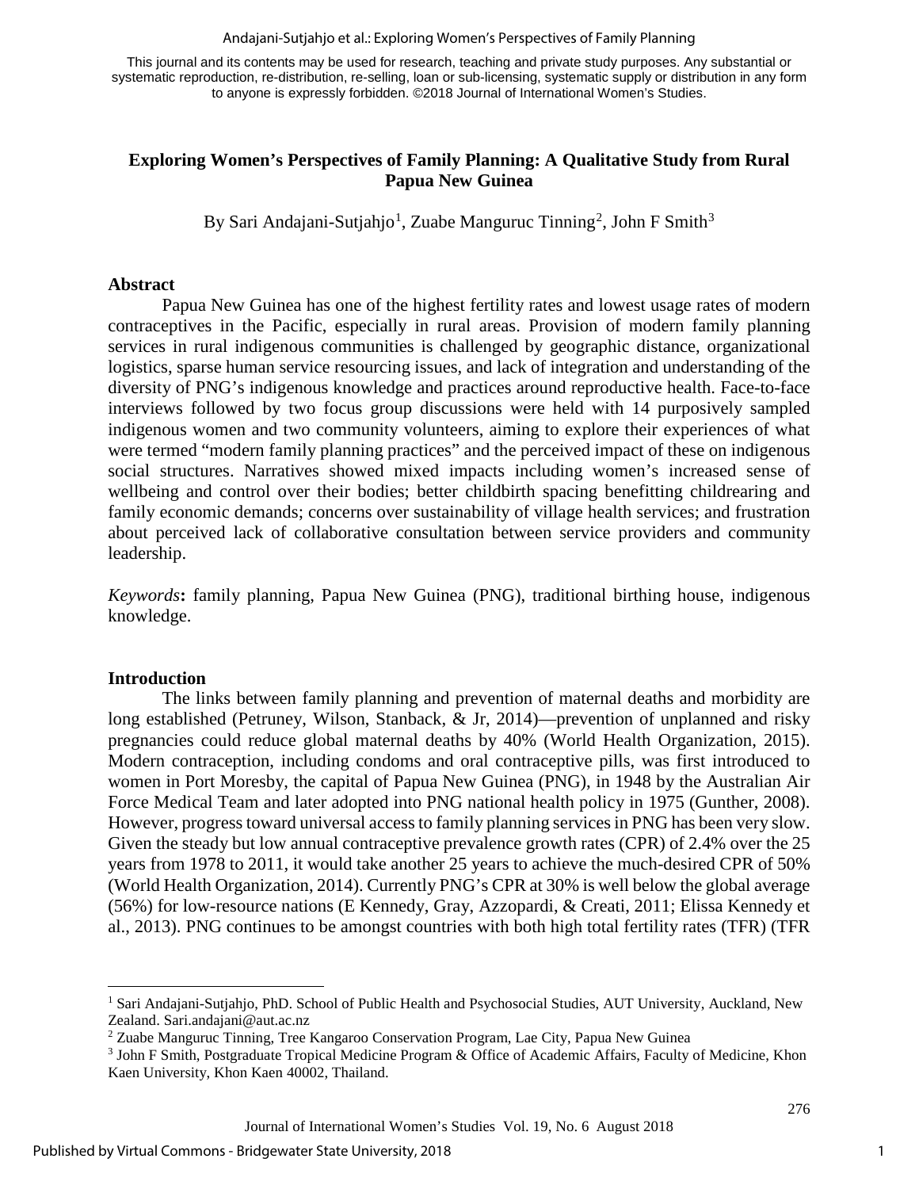This journal and its contents may be used for research, teaching and private study purposes. Any substantial or systematic reproduction, re-distribution, re-selling, loan or sub-licensing, systematic supply or distribution in any form to anyone is expressly forbidden. ©2018 Journal of International Women's Studies.

# Exploring Women's Perspectives of Family Planning: A Qualitative Study from Rural Papua New Guinea

By Sari Andajani-Sutjahjo[1], Zuabe Manguruc Tinning[2], John F Smith[3]

## Abstract

Papua New Guinea has one of the highest fertility rates and lowest usage rates of modern contraceptives in the Pacific, especially in rural areas. Provision of modern family planning services in rural indigenous communities is challenged by geographic distance, organizational logistics, sparse human service resourcing issues, and lack of integration and understanding of the diversity of PNG's indigenous knowledge and practices around reproductive health. Face-to-face interviews followed by two focus group discussions were held with 14 purposively sampled indigenous women and two community volunteers, aiming to explore their experiences of what were termed "modern family planning practices" and the perceived impact of these on indigenous social structures. Narratives showed mixed impacts including women's increased sense of wellbeing and control over their bodies; better childbirth spacing benefitting childrearing and family economic demands; concerns over sustainability of village health services; and frustration about perceived lack of collaborative consultation between service providers and community leadership.

*Keywords*: family planning, Papua New Guinea (PNG), traditional birthing house, indigenous knowledge.

## Introduction

The links between family planning and prevention of maternal deaths and morbidity are long established (Petruney, Wilson, Stanback, & Jr, 2014)—prevention of unplanned and risky pregnancies could reduce global maternal deaths by 40% (World Health Organization, 2015). Modern contraception, including condoms and oral contraceptive pills, was first introduced to women in Port Moresby, the capital of Papua New Guinea (PNG), in 1948 by the Australian Air Force Medical Team and later adopted into PNG national health policy in 1975 (Gunther, 2008). However, progress toward universal access to family planning services in PNG has been very slow. Given the steady but low annual contraceptive prevalence growth rates (CPR) of 2.4% over the 25 years from 1978 to 2011, it would take another 25 years to achieve the much-desired CPR of 50% (World Health Organization, 2014). Currently PNG's CPR at 30% is well below the global average (56%) for low-resource nations (E Kennedy, Gray, Azzopardi, & Creati, 2011; Elissa Kennedy et al., 2013). PNG continues to be amongst countries with both high total fertility rates (TFR) (TFR

---

[1] Sari Andajani-Sutjahjo, PhD. School of Public Health and Psychosocial Studies, AUT University, Auckland, New Zealand. Sari.andajani@aut.ac.nz

[2] Zuabe Manguruc Tinning, Tree Kangaroo Conservation Program, Lae City, Papua New Guinea

[3] John F Smith, Postgraduate Tropical Medicine Program & Office of Academic Affairs, Faculty of Medicine, Khon Kaen University, Khon Kaen 40002, Thailand.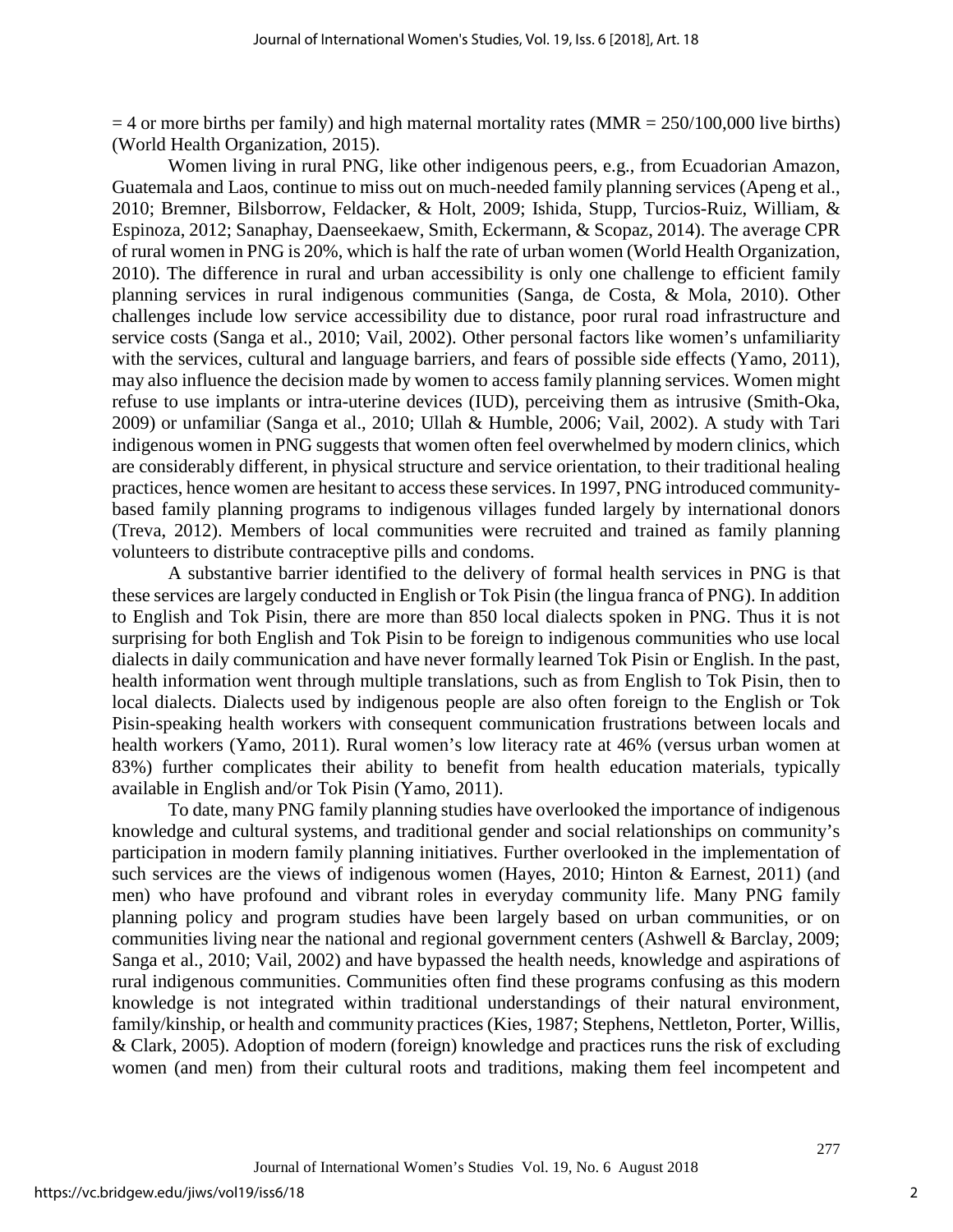= 4 or more births per family) and high maternal mortality rates (MMR = 250/100,000 live births) (World Health Organization, 2015).

Women living in rural PNG, like other indigenous peers, e.g., from Ecuadorian Amazon, Guatemala and Laos, continue to miss out on much-needed family planning services (Apeng et al., 2010; Bremner, Bilsborrow, Feldacker, & Holt, 2009; Ishida, Stupp, Turcios-Ruiz, William, & Espinoza, 2012; Sanaphay, Daenseekaew, Smith, Eckermann, & Scopaz, 2014). The average CPR of rural women in PNG is 20%, which is half the rate of urban women (World Health Organization, 2010). The difference in rural and urban accessibility is only one challenge to efficient family planning services in rural indigenous communities (Sanga, de Costa, & Mola, 2010). Other challenges include low service accessibility due to distance, poor rural road infrastructure and service costs (Sanga et al., 2010; Vail, 2002). Other personal factors like women's unfamiliarity with the services, cultural and language barriers, and fears of possible side effects (Yamo, 2011), may also influence the decision made by women to access family planning services. Women might refuse to use implants or intra-uterine devices (IUD), perceiving them as intrusive (Smith-Oka, 2009) or unfamiliar (Sanga et al., 2010; Ullah & Humble, 2006; Vail, 2002). A study with Tari indigenous women in PNG suggests that women often feel overwhelmed by modern clinics, which are considerably different, in physical structure and service orientation, to their traditional healing practices, hence women are hesitant to access these services. In 1997, PNG introduced community-based family planning programs to indigenous villages funded largely by international donors (Treva, 2012). Members of local communities were recruited and trained as family planning volunteers to distribute contraceptive pills and condoms.

A substantive barrier identified to the delivery of formal health services in PNG is that these services are largely conducted in English or Tok Pisin (the lingua franca of PNG). In addition to English and Tok Pisin, there are more than 850 local dialects spoken in PNG. Thus it is not surprising for both English and Tok Pisin to be foreign to indigenous communities who use local dialects in daily communication and have never formally learned Tok Pisin or English. In the past, health information went through multiple translations, such as from English to Tok Pisin, then to local dialects. Dialects used by indigenous people are also often foreign to the English or Tok Pisin-speaking health workers with consequent communication frustrations between locals and health workers (Yamo, 2011). Rural women's low literacy rate at 46% (versus urban women at 83%) further complicates their ability to benefit from health education materials, typically available in English and/or Tok Pisin (Yamo, 2011).

To date, many PNG family planning studies have overlooked the importance of indigenous knowledge and cultural systems, and traditional gender and social relationships on community's participation in modern family planning initiatives. Further overlooked in the implementation of such services are the views of indigenous women (Hayes, 2010; Hinton & Earnest, 2011) (and men) who have profound and vibrant roles in everyday community life. Many PNG family planning policy and program studies have been largely based on urban communities, or on communities living near the national and regional government centers (Ashwell & Barclay, 2009; Sanga et al., 2010; Vail, 2002) and have bypassed the health needs, knowledge and aspirations of rural indigenous communities. Communities often find these programs confusing as this modern knowledge is not integrated within traditional understandings of their natural environment, family/kinship, or health and community practices (Kies, 1987; Stephens, Nettleton, Porter, Willis, & Clark, 2005). Adoption of modern (foreign) knowledge and practices runs the risk of excluding women (and men) from their cultural roots and traditions, making them feel incompetent and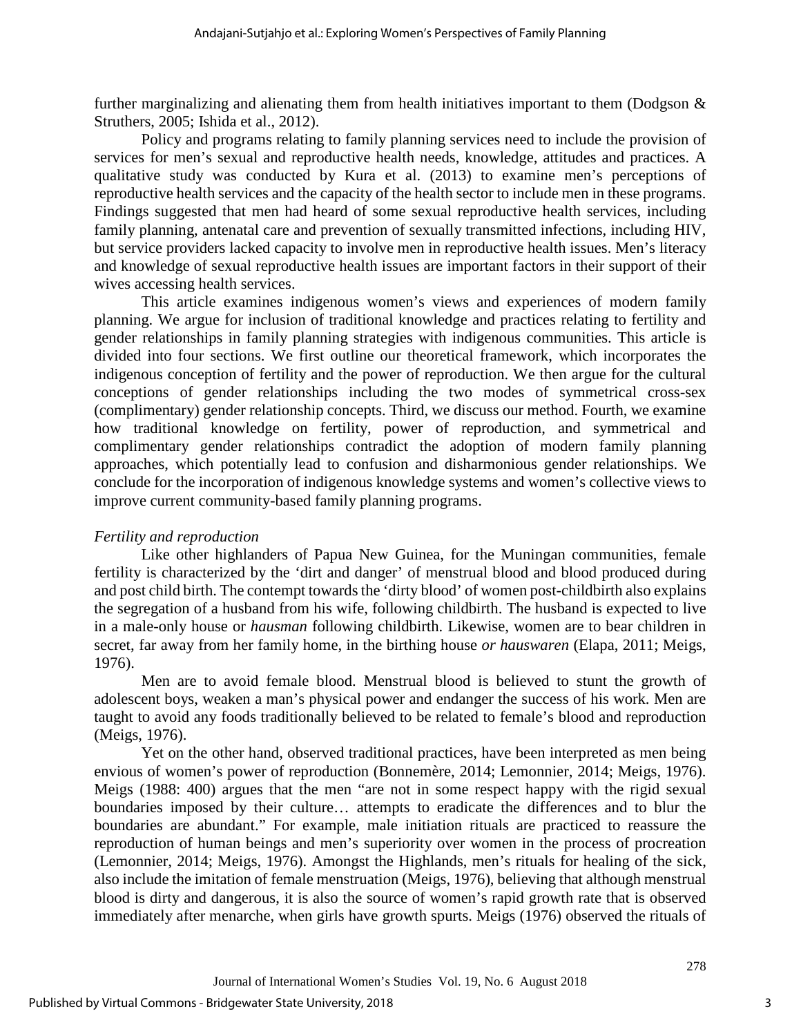further marginalizing and alienating them from health initiatives important to them (Dodgson & Struthers, 2005; Ishida et al., 2012).

Policy and programs relating to family planning services need to include the provision of services for men's sexual and reproductive health needs, knowledge, attitudes and practices. A qualitative study was conducted by Kura et al. (2013) to examine men's perceptions of reproductive health services and the capacity of the health sector to include men in these programs. Findings suggested that men had heard of some sexual reproductive health services, including family planning, antenatal care and prevention of sexually transmitted infections, including HIV, but service providers lacked capacity to involve men in reproductive health issues. Men's literacy and knowledge of sexual reproductive health issues are important factors in their support of their wives accessing health services.

This article examines indigenous women's views and experiences of modern family planning. We argue for inclusion of traditional knowledge and practices relating to fertility and gender relationships in family planning strategies with indigenous communities. This article is divided into four sections. We first outline our theoretical framework, which incorporates the indigenous conception of fertility and the power of reproduction. We then argue for the cultural conceptions of gender relationships including the two modes of symmetrical cross-sex (complimentary) gender relationship concepts. Third, we discuss our method. Fourth, we examine how traditional knowledge on fertility, power of reproduction, and symmetrical and complimentary gender relationships contradict the adoption of modern family planning approaches, which potentially lead to confusion and disharmonious gender relationships. We conclude for the incorporation of indigenous knowledge systems and women's collective views to improve current community-based family planning programs.

### *Fertility and reproduction*

Like other highlanders of Papua New Guinea, for the Muningan communities, female fertility is characterized by the 'dirt and danger' of menstrual blood and blood produced during and post child birth. The contempt towards the 'dirty blood' of women post-childbirth also explains the segregation of a husband from his wife, following childbirth. The husband is expected to live in a male-only house or *hausman* following childbirth. Likewise, women are to bear children in secret, far away from her family home, in the birthing house *or hauswaren* (Elapa, 2011; Meigs, 1976).

Men are to avoid female blood. Menstrual blood is believed to stunt the growth of adolescent boys, weaken a man's physical power and endanger the success of his work. Men are taught to avoid any foods traditionally believed to be related to female's blood and reproduction (Meigs, 1976).

Yet on the other hand, observed traditional practices, have been interpreted as men being envious of women's power of reproduction (Bonnemère, 2014; Lemonnier, 2014; Meigs, 1976). Meigs (1988: 400) argues that the men "are not in some respect happy with the rigid sexual boundaries imposed by their culture… attempts to eradicate the differences and to blur the boundaries are abundant." For example, male initiation rituals are practiced to reassure the reproduction of human beings and men's superiority over women in the process of procreation (Lemonnier, 2014; Meigs, 1976). Amongst the Highlands, men's rituals for healing of the sick, also include the imitation of female menstruation (Meigs, 1976), believing that although menstrual blood is dirty and dangerous, it is also the source of women's rapid growth rate that is observed immediately after menarche, when girls have growth spurts. Meigs (1976) observed the rituals of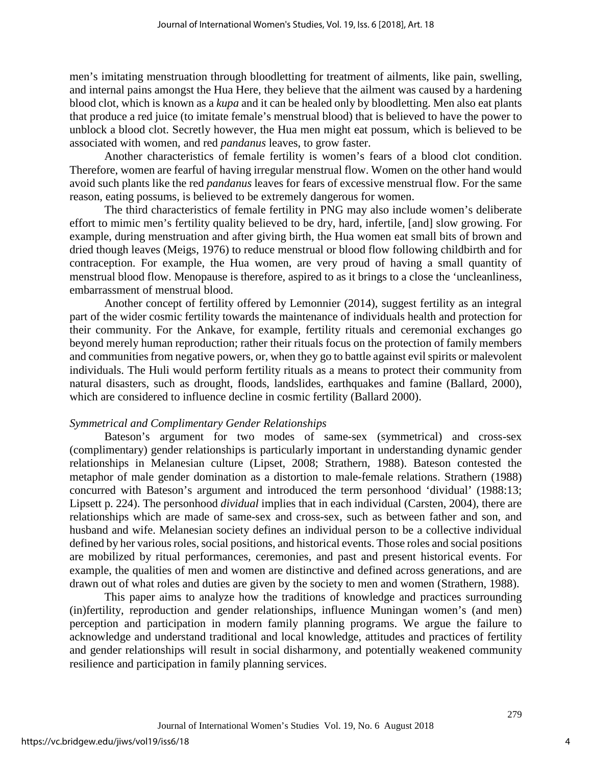men's imitating menstruation through bloodletting for treatment of ailments, like pain, swelling, and internal pains amongst the Hua Here, they believe that the ailment was caused by a hardening blood clot, which is known as a *kupa* and it can be healed only by bloodletting. Men also eat plants that produce a red juice (to imitate female's menstrual blood) that is believed to have the power to unblock a blood clot. Secretly however, the Hua men might eat possum, which is believed to be associated with women, and red *pandanus* leaves, to grow faster.

Another characteristics of female fertility is women's fears of a blood clot condition. Therefore, women are fearful of having irregular menstrual flow. Women on the other hand would avoid such plants like the red *pandanus* leaves for fears of excessive menstrual flow. For the same reason, eating possums, is believed to be extremely dangerous for women.

The third characteristics of female fertility in PNG may also include women's deliberate effort to mimic men's fertility quality believed to be dry, hard, infertile, [and] slow growing. For example, during menstruation and after giving birth, the Hua women eat small bits of brown and dried though leaves (Meigs, 1976) to reduce menstrual or blood flow following childbirth and for contraception. For example, the Hua women, are very proud of having a small quantity of menstrual blood flow. Menopause is therefore, aspired to as it brings to a close the 'uncleanliness, embarrassment of menstrual blood.

Another concept of fertility offered by Lemonnier (2014), suggest fertility as an integral part of the wider cosmic fertility towards the maintenance of individuals health and protection for their community. For the Ankave, for example, fertility rituals and ceremonial exchanges go beyond merely human reproduction; rather their rituals focus on the protection of family members and communities from negative powers, or, when they go to battle against evil spirits or malevolent individuals. The Huli would perform fertility rituals as a means to protect their community from natural disasters, such as drought, floods, landslides, earthquakes and famine (Ballard, 2000), which are considered to influence decline in cosmic fertility (Ballard 2000).

*Symmetrical and Complimentary Gender Relationships*

Bateson's argument for two modes of same-sex (symmetrical) and cross-sex (complimentary) gender relationships is particularly important in understanding dynamic gender relationships in Melanesian culture (Lipset, 2008; Strathern, 1988). Bateson contested the metaphor of male gender domination as a distortion to male-female relations. Strathern (1988) concurred with Bateson's argument and introduced the term personhood 'dividual' (1988:13; Lipsett p. 224). The personhood *dividual* implies that in each individual (Carsten, 2004), there are relationships which are made of same-sex and cross-sex, such as between father and son, and husband and wife. Melanesian society defines an individual person to be a collective individual defined by her various roles, social positions, and historical events. Those roles and social positions are mobilized by ritual performances, ceremonies, and past and present historical events. For example, the qualities of men and women are distinctive and defined across generations, and are drawn out of what roles and duties are given by the society to men and women (Strathern, 1988).

This paper aims to analyze how the traditions of knowledge and practices surrounding (in)fertility, reproduction and gender relationships, influence Muningan women's (and men) perception and participation in modern family planning programs. We argue the failure to acknowledge and understand traditional and local knowledge, attitudes and practices of fertility and gender relationships will result in social disharmony, and potentially weakened community resilience and participation in family planning services.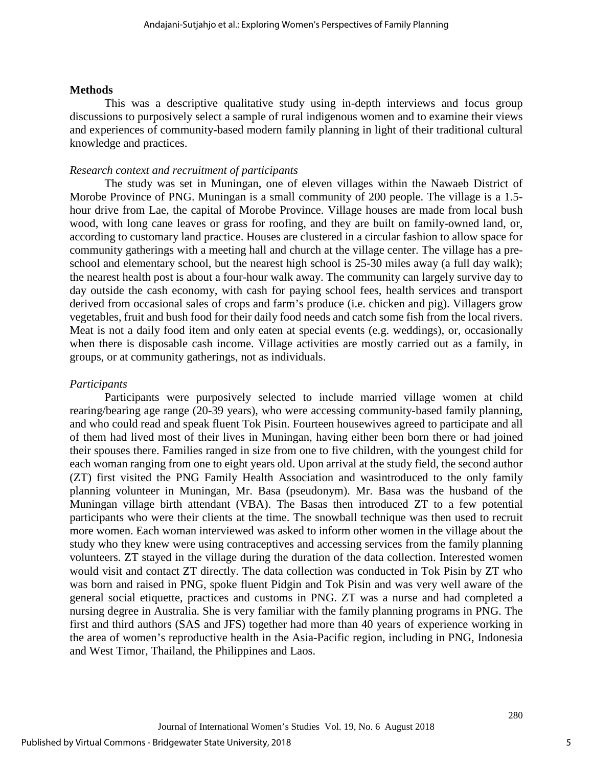## Methods

This was a descriptive qualitative study using in-depth interviews and focus group discussions to purposively select a sample of rural indigenous women and to examine their views and experiences of community-based modern family planning in light of their traditional cultural knowledge and practices.

### *Research context and recruitment of participants*

The study was set in Muningan, one of eleven villages within the Nawaeb District of Morobe Province of PNG. Muningan is a small community of 200 people. The village is a 1.5-hour drive from Lae, the capital of Morobe Province. Village houses are made from local bush wood, with long cane leaves or grass for roofing, and they are built on family-owned land, or, according to customary land practice. Houses are clustered in a circular fashion to allow space for community gatherings with a meeting hall and church at the village center. The village has a pre-school and elementary school, but the nearest high school is 25-30 miles away (a full day walk); the nearest health post is about a four-hour walk away. The community can largely survive day to day outside the cash economy, with cash for paying school fees, health services and transport derived from occasional sales of crops and farm's produce (i.e. chicken and pig). Villagers grow vegetables, fruit and bush food for their daily food needs and catch some fish from the local rivers. Meat is not a daily food item and only eaten at special events (e.g. weddings), or, occasionally when there is disposable cash income. Village activities are mostly carried out as a family, in groups, or at community gatherings, not as individuals.

### *Participants*

Participants were purposively selected to include married village women at child rearing/bearing age range (20-39 years), who were accessing community-based family planning, and who could read and speak fluent Tok Pisin. Fourteen housewives agreed to participate and all of them had lived most of their lives in Muningan, having either been born there or had joined their spouses there. Families ranged in size from one to five children, with the youngest child for each woman ranging from one to eight years old. Upon arrival at the study field, the second author (ZT) first visited the PNG Family Health Association and wasintroduced to the only family planning volunteer in Muningan, Mr. Basa (pseudonym). Mr. Basa was the husband of the Muningan village birth attendant (VBA). The Basas then introduced ZT to a few potential participants who were their clients at the time. The snowball technique was then used to recruit more women. Each woman interviewed was asked to inform other women in the village about the study who they knew were using contraceptives and accessing services from the family planning volunteers. ZT stayed in the village during the duration of the data collection. Interested women would visit and contact ZT directly. The data collection was conducted in Tok Pisin by ZT who was born and raised in PNG, spoke fluent Pidgin and Tok Pisin and was very well aware of the general social etiquette, practices and customs in PNG. ZT was a nurse and had completed a nursing degree in Australia. She is very familiar with the family planning programs in PNG. The first and third authors (SAS and JFS) together had more than 40 years of experience working in the area of women's reproductive health in the Asia-Pacific region, including in PNG, Indonesia and West Timor, Thailand, the Philippines and Laos.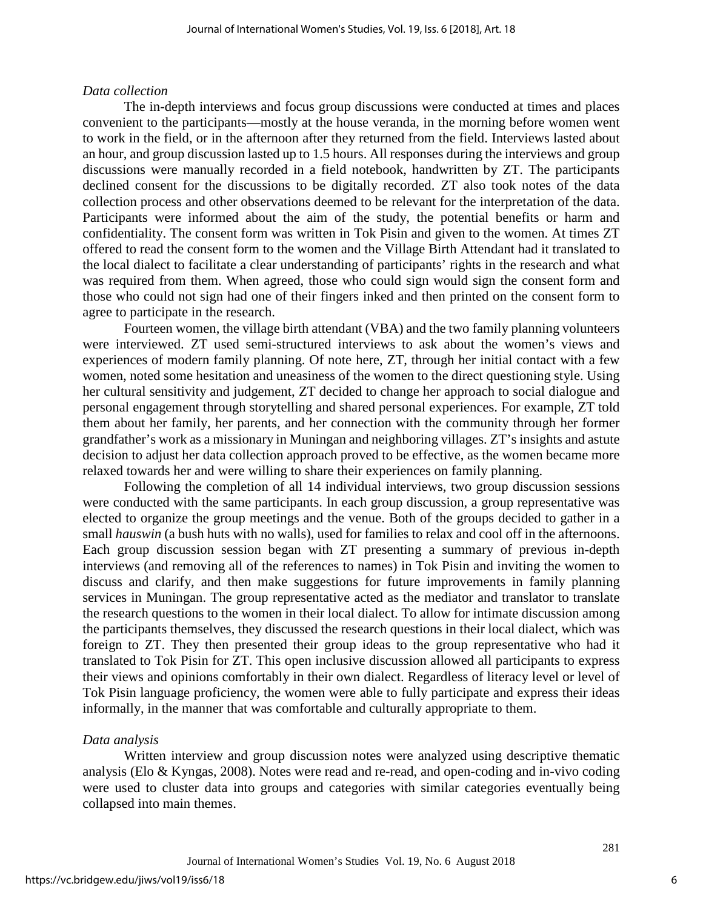*Data collection*

The in-depth interviews and focus group discussions were conducted at times and places convenient to the participants—mostly at the house veranda, in the morning before women went to work in the field, or in the afternoon after they returned from the field. Interviews lasted about an hour, and group discussion lasted up to 1.5 hours. All responses during the interviews and group discussions were manually recorded in a field notebook, handwritten by ZT. The participants declined consent for the discussions to be digitally recorded. ZT also took notes of the data collection process and other observations deemed to be relevant for the interpretation of the data. Participants were informed about the aim of the study, the potential benefits or harm and confidentiality. The consent form was written in Tok Pisin and given to the women. At times ZT offered to read the consent form to the women and the Village Birth Attendant had it translated to the local dialect to facilitate a clear understanding of participants' rights in the research and what was required from them. When agreed, those who could sign would sign the consent form and those who could not sign had one of their fingers inked and then printed on the consent form to agree to participate in the research.

Fourteen women, the village birth attendant (VBA) and the two family planning volunteers were interviewed. ZT used semi-structured interviews to ask about the women's views and experiences of modern family planning. Of note here, ZT, through her initial contact with a few women, noted some hesitation and uneasiness of the women to the direct questioning style. Using her cultural sensitivity and judgement, ZT decided to change her approach to social dialogue and personal engagement through storytelling and shared personal experiences. For example, ZT told them about her family, her parents, and her connection with the community through her former grandfather's work as a missionary in Muningan and neighboring villages. ZT's insights and astute decision to adjust her data collection approach proved to be effective, as the women became more relaxed towards her and were willing to share their experiences on family planning.

Following the completion of all 14 individual interviews, two group discussion sessions were conducted with the same participants. In each group discussion, a group representative was elected to organize the group meetings and the venue. Both of the groups decided to gather in a small *hauswin* (a bush huts with no walls), used for families to relax and cool off in the afternoons. Each group discussion session began with ZT presenting a summary of previous in-depth interviews (and removing all of the references to names) in Tok Pisin and inviting the women to discuss and clarify, and then make suggestions for future improvements in family planning services in Muningan. The group representative acted as the mediator and translator to translate the research questions to the women in their local dialect. To allow for intimate discussion among the participants themselves, they discussed the research questions in their local dialect, which was foreign to ZT. They then presented their group ideas to the group representative who had it translated to Tok Pisin for ZT. This open inclusive discussion allowed all participants to express their views and opinions comfortably in their own dialect. Regardless of literacy level or level of Tok Pisin language proficiency, the women were able to fully participate and express their ideas informally, in the manner that was comfortable and culturally appropriate to them.

*Data analysis*

Written interview and group discussion notes were analyzed using descriptive thematic analysis (Elo & Kyngas, 2008). Notes were read and re-read, and open-coding and in-vivo coding were used to cluster data into groups and categories with similar categories eventually being collapsed into main themes.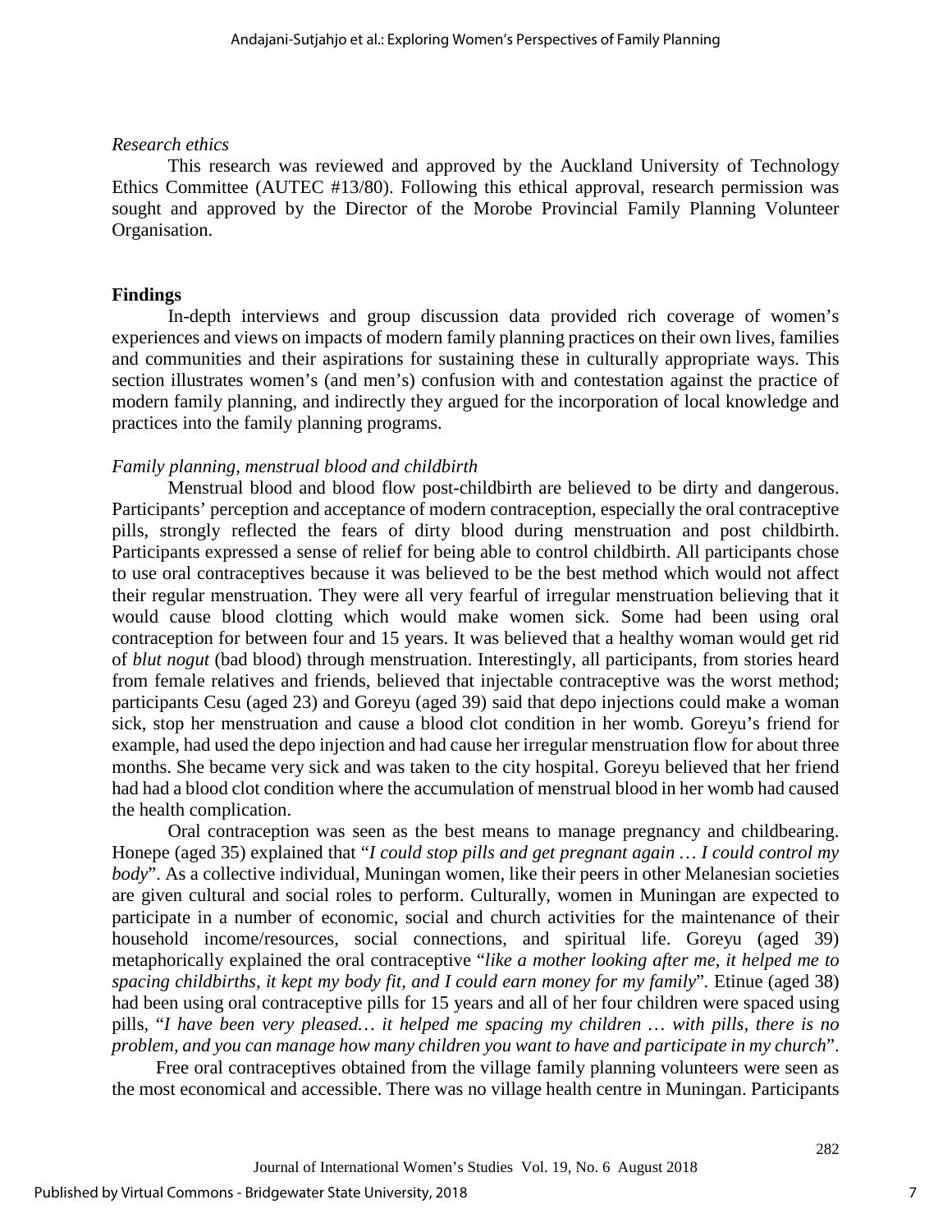*Research ethics*

This research was reviewed and approved by the Auckland University of Technology Ethics Committee (AUTEC #13/80). Following this ethical approval, research permission was sought and approved by the Director of the Morobe Provincial Family Planning Volunteer Organisation.

## Findings

In-depth interviews and group discussion data provided rich coverage of women's experiences and views on impacts of modern family planning practices on their own lives, families and communities and their aspirations for sustaining these in culturally appropriate ways. This section illustrates women's (and men's) confusion with and contestation against the practice of modern family planning, and indirectly they argued for the incorporation of local knowledge and practices into the family planning programs.

*Family planning, menstrual blood and childbirth*

Menstrual blood and blood flow post-childbirth are believed to be dirty and dangerous. Participants' perception and acceptance of modern contraception, especially the oral contraceptive pills, strongly reflected the fears of dirty blood during menstruation and post childbirth. Participants expressed a sense of relief for being able to control childbirth. All participants chose to use oral contraceptives because it was believed to be the best method which would not affect their regular menstruation. They were all very fearful of irregular menstruation believing that it would cause blood clotting which would make women sick. Some had been using oral contraception for between four and 15 years. It was believed that a healthy woman would get rid of *blut nogut* (bad blood) through menstruation. Interestingly, all participants, from stories heard from female relatives and friends, believed that injectable contraceptive was the worst method; participants Cesu (aged 23) and Goreyu (aged 39) said that depo injections could make a woman sick, stop her menstruation and cause a blood clot condition in her womb. Goreyu's friend for example, had used the depo injection and had cause her irregular menstruation flow for about three months. She became very sick and was taken to the city hospital. Goreyu believed that her friend had had a blood clot condition where the accumulation of menstrual blood in her womb had caused the health complication.

Oral contraception was seen as the best means to manage pregnancy and childbearing. Honepe (aged 35) explained that "*I could stop pills and get pregnant again … I could control my body*". As a collective individual, Muningan women, like their peers in other Melanesian societies are given cultural and social roles to perform. Culturally, women in Muningan are expected to participate in a number of economic, social and church activities for the maintenance of their household income/resources, social connections, and spiritual life. Goreyu (aged 39) metaphorically explained the oral contraceptive "*like a mother looking after me, it helped me to spacing childbirths, it kept my body fit, and I could earn money for my family*". Etinue (aged 38) had been using oral contraceptive pills for 15 years and all of her four children were spaced using pills, "*I have been very pleased… it helped me spacing my children … with pills, there is no problem, and you can manage how many children you want to have and participate in my church*".

Free oral contraceptives obtained from the village family planning volunteers were seen as the most economical and accessible. There was no village health centre in Muningan. Participants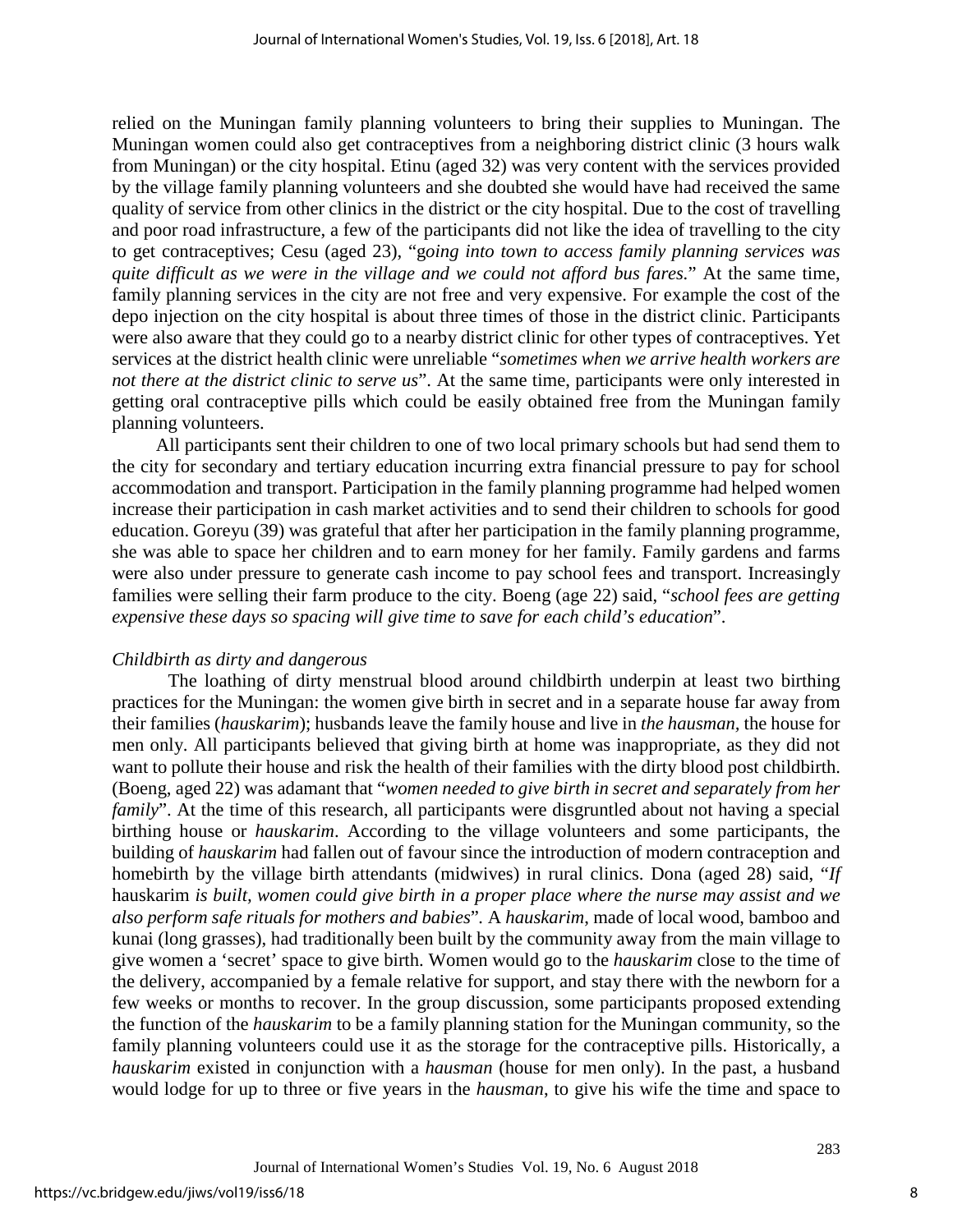relied on the Muningan family planning volunteers to bring their supplies to Muningan. The Muningan women could also get contraceptives from a neighboring district clinic (3 hours walk from Muningan) or the city hospital. Etinu (aged 32) was very content with the services provided by the village family planning volunteers and she doubted she would have had received the same quality of service from other clinics in the district or the city hospital. Due to the cost of travelling and poor road infrastructure, a few of the participants did not like the idea of travelling to the city to get contraceptives; Cesu (aged 23), "g*oing into town to access family planning services was quite difficult as we were in the village and we could not afford bus fares*." At the same time, family planning services in the city are not free and very expensive. For example the cost of the depo injection on the city hospital is about three times of those in the district clinic. Participants were also aware that they could go to a nearby district clinic for other types of contraceptives. Yet services at the district health clinic were unreliable "*sometimes when we arrive health workers are not there at the district clinic to serve us*". At the same time, participants were only interested in getting oral contraceptive pills which could be easily obtained free from the Muningan family planning volunteers.

All participants sent their children to one of two local primary schools but had send them to the city for secondary and tertiary education incurring extra financial pressure to pay for school accommodation and transport. Participation in the family planning programme had helped women increase their participation in cash market activities and to send their children to schools for good education. Goreyu (39) was grateful that after her participation in the family planning programme, she was able to space her children and to earn money for her family. Family gardens and farms were also under pressure to generate cash income to pay school fees and transport. Increasingly families were selling their farm produce to the city. Boeng (age 22) said, "*school fees are getting expensive these days so spacing will give time to save for each child's education*".

*Childbirth as dirty and dangerous*

The loathing of dirty menstrual blood around childbirth underpin at least two birthing practices for the Muningan: the women give birth in secret and in a separate house far away from their families (*hauskarim*); husbands leave the family house and live in *the hausman*, the house for men only. All participants believed that giving birth at home was inappropriate, as they did not want to pollute their house and risk the health of their families with the dirty blood post childbirth. (Boeng, aged 22) was adamant that "*women needed to give birth in secret and separately from her family*". At the time of this research, all participants were disgruntled about not having a special birthing house or *hauskarim*. According to the village volunteers and some participants, the building of *hauskarim* had fallen out of favour since the introduction of modern contraception and homebirth by the village birth attendants (midwives) in rural clinics. Dona (aged 28) said, "*If* hauskarim *is built, women could give birth in a proper place where the nurse may assist and we also perform safe rituals for mothers and babies*". A *hauskarim*, made of local wood, bamboo and kunai (long grasses), had traditionally been built by the community away from the main village to give women a 'secret' space to give birth. Women would go to the *hauskarim* close to the time of the delivery, accompanied by a female relative for support, and stay there with the newborn for a few weeks or months to recover. In the group discussion, some participants proposed extending the function of the *hauskarim* to be a family planning station for the Muningan community, so the family planning volunteers could use it as the storage for the contraceptive pills. Historically, a *hauskarim* existed in conjunction with a *hausman* (house for men only). In the past, a husband would lodge for up to three or five years in the *hausman*, to give his wife the time and space to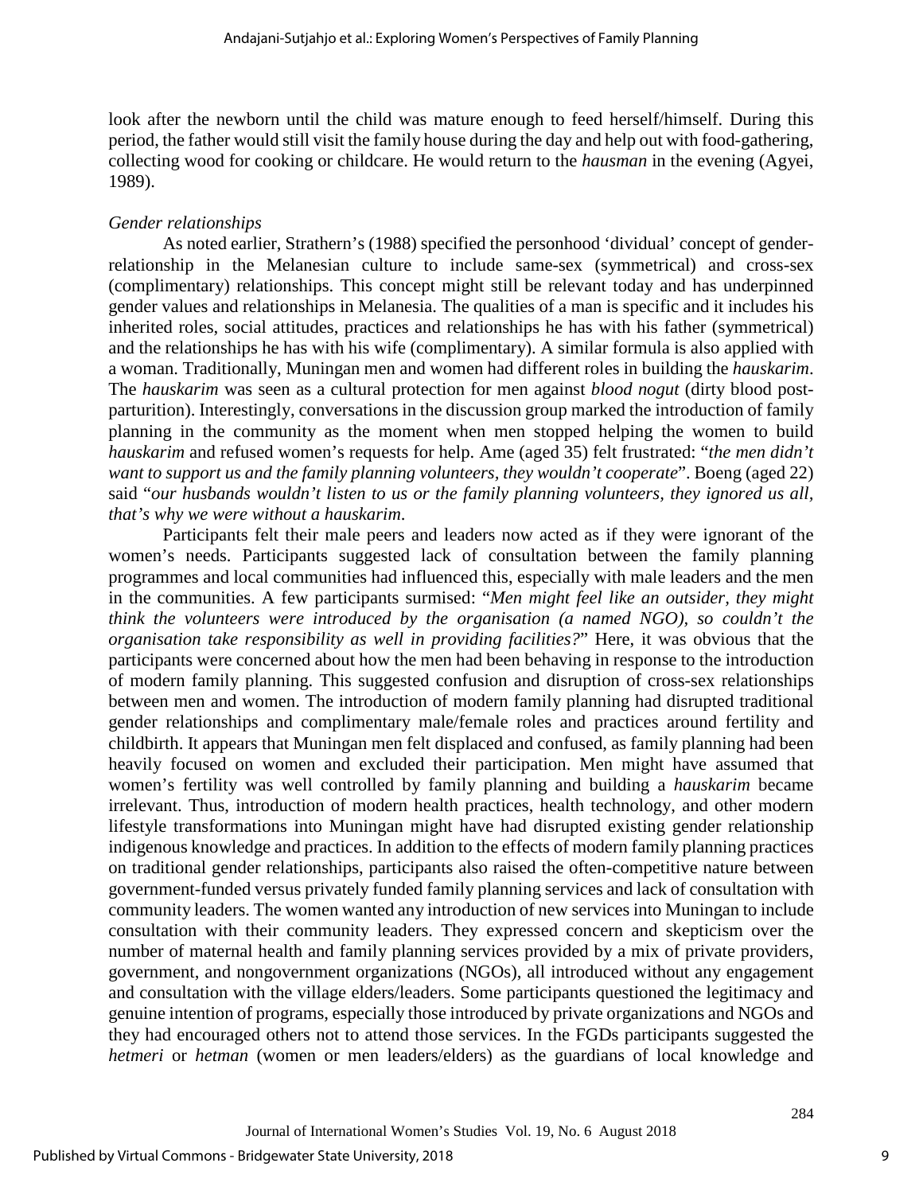look after the newborn until the child was mature enough to feed herself/himself. During this period, the father would still visit the family house during the day and help out with food-gathering, collecting wood for cooking or childcare. He would return to the *hausman* in the evening (Agyei, 1989).

*Gender relationships*

As noted earlier, Strathern's (1988) specified the personhood 'dividual' concept of gender-relationship in the Melanesian culture to include same-sex (symmetrical) and cross-sex (complimentary) relationships. This concept might still be relevant today and has underpinned gender values and relationships in Melanesia. The qualities of a man is specific and it includes his inherited roles, social attitudes, practices and relationships he has with his father (symmetrical) and the relationships he has with his wife (complimentary). A similar formula is also applied with a woman. Traditionally, Muningan men and women had different roles in building the *hauskarim*. The *hauskarim* was seen as a cultural protection for men against *blood nogut* (dirty blood post-parturition). Interestingly, conversations in the discussion group marked the introduction of family planning in the community as the moment when men stopped helping the women to build *hauskarim* and refused women's requests for help. Ame (aged 35) felt frustrated: "*the men didn't want to support us and the family planning volunteers, they wouldn't cooperate*". Boeng (aged 22) said "*our husbands wouldn't listen to us or the family planning volunteers, they ignored us all, that's why we were without a hauskarim*.

Participants felt their male peers and leaders now acted as if they were ignorant of the women's needs. Participants suggested lack of consultation between the family planning programmes and local communities had influenced this, especially with male leaders and the men in the communities. A few participants surmised: "*Men might feel like an outsider, they might think the volunteers were introduced by the organisation (a named NGO), so couldn't the organisation take responsibility as well in providing facilities?*" Here, it was obvious that the participants were concerned about how the men had been behaving in response to the introduction of modern family planning. This suggested confusion and disruption of cross-sex relationships between men and women. The introduction of modern family planning had disrupted traditional gender relationships and complimentary male/female roles and practices around fertility and childbirth. It appears that Muningan men felt displaced and confused, as family planning had been heavily focused on women and excluded their participation. Men might have assumed that women's fertility was well controlled by family planning and building a *hauskarim* became irrelevant. Thus, introduction of modern health practices, health technology, and other modern lifestyle transformations into Muningan might have had disrupted existing gender relationship indigenous knowledge and practices. In addition to the effects of modern family planning practices on traditional gender relationships, participants also raised the often-competitive nature between government-funded versus privately funded family planning services and lack of consultation with community leaders. The women wanted any introduction of new services into Muningan to include consultation with their community leaders. They expressed concern and skepticism over the number of maternal health and family planning services provided by a mix of private providers, government, and nongovernment organizations (NGOs), all introduced without any engagement and consultation with the village elders/leaders. Some participants questioned the legitimacy and genuine intention of programs, especially those introduced by private organizations and NGOs and they had encouraged others not to attend those services. In the FGDs participants suggested the *hetmeri* or *hetman* (women or men leaders/elders) as the guardians of local knowledge and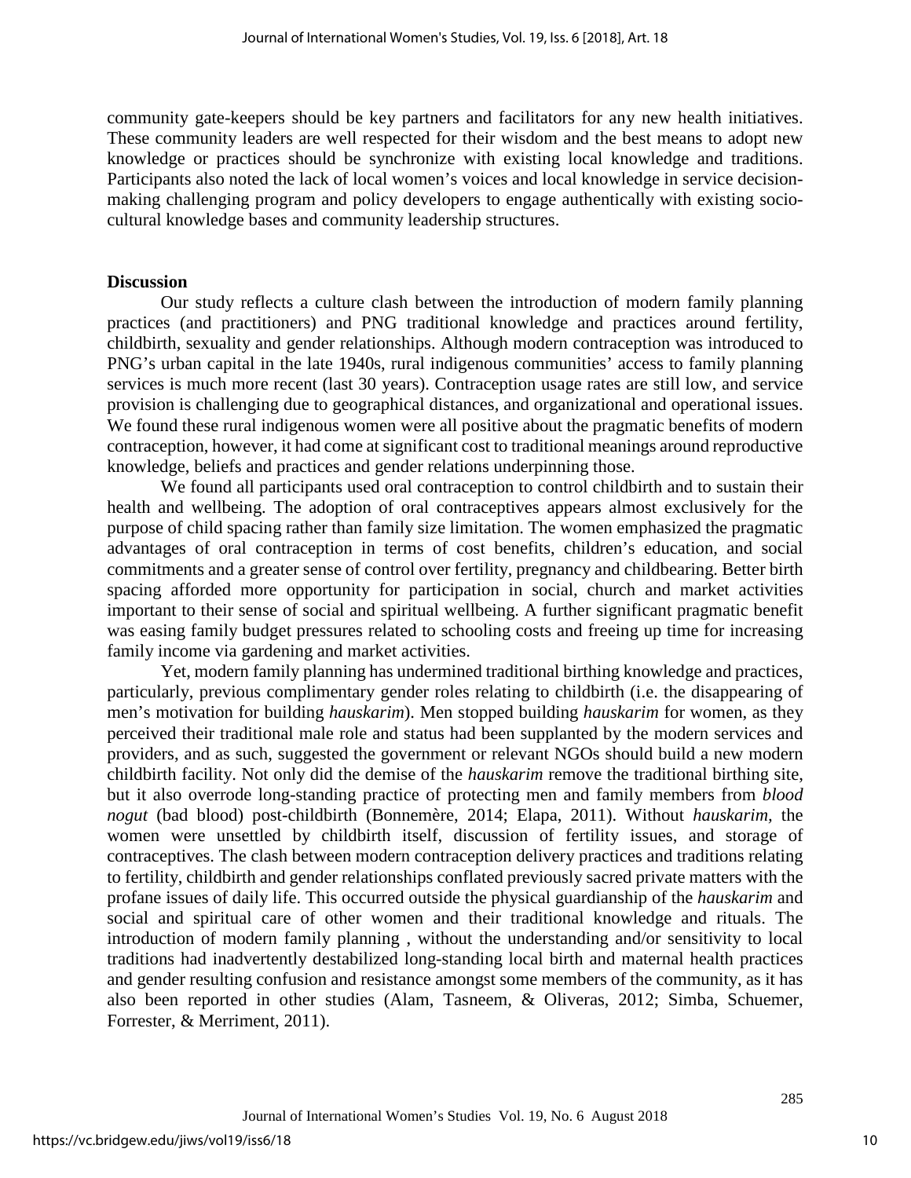community gate-keepers should be key partners and facilitators for any new health initiatives. These community leaders are well respected for their wisdom and the best means to adopt new knowledge or practices should be synchronize with existing local knowledge and traditions. Participants also noted the lack of local women's voices and local knowledge in service decision-making challenging program and policy developers to engage authentically with existing socio-cultural knowledge bases and community leadership structures.

## Discussion

Our study reflects a culture clash between the introduction of modern family planning practices (and practitioners) and PNG traditional knowledge and practices around fertility, childbirth, sexuality and gender relationships. Although modern contraception was introduced to PNG's urban capital in the late 1940s, rural indigenous communities' access to family planning services is much more recent (last 30 years). Contraception usage rates are still low, and service provision is challenging due to geographical distances, and organizational and operational issues. We found these rural indigenous women were all positive about the pragmatic benefits of modern contraception, however, it had come at significant cost to traditional meanings around reproductive knowledge, beliefs and practices and gender relations underpinning those.

We found all participants used oral contraception to control childbirth and to sustain their health and wellbeing. The adoption of oral contraceptives appears almost exclusively for the purpose of child spacing rather than family size limitation. The women emphasized the pragmatic advantages of oral contraception in terms of cost benefits, children's education, and social commitments and a greater sense of control over fertility, pregnancy and childbearing. Better birth spacing afforded more opportunity for participation in social, church and market activities important to their sense of social and spiritual wellbeing. A further significant pragmatic benefit was easing family budget pressures related to schooling costs and freeing up time for increasing family income via gardening and market activities.

Yet, modern family planning has undermined traditional birthing knowledge and practices, particularly, previous complimentary gender roles relating to childbirth (i.e. the disappearing of men's motivation for building *hauskarim*). Men stopped building *hauskarim* for women, as they perceived their traditional male role and status had been supplanted by the modern services and providers, and as such, suggested the government or relevant NGOs should build a new modern childbirth facility. Not only did the demise of the *hauskarim* remove the traditional birthing site, but it also overrode long-standing practice of protecting men and family members from *blood nogut* (bad blood) post-childbirth (Bonnemère, 2014; Elapa, 2011). Without *hauskarim,* the women were unsettled by childbirth itself, discussion of fertility issues, and storage of contraceptives. The clash between modern contraception delivery practices and traditions relating to fertility, childbirth and gender relationships conflated previously sacred private matters with the profane issues of daily life. This occurred outside the physical guardianship of the *hauskarim* and social and spiritual care of other women and their traditional knowledge and rituals. The introduction of modern family planning , without the understanding and/or sensitivity to local traditions had inadvertently destabilized long-standing local birth and maternal health practices and gender resulting confusion and resistance amongst some members of the community, as it has also been reported in other studies (Alam, Tasneem, & Oliveras, 2012; Simba, Schuemer, Forrester, & Merriment, 2011).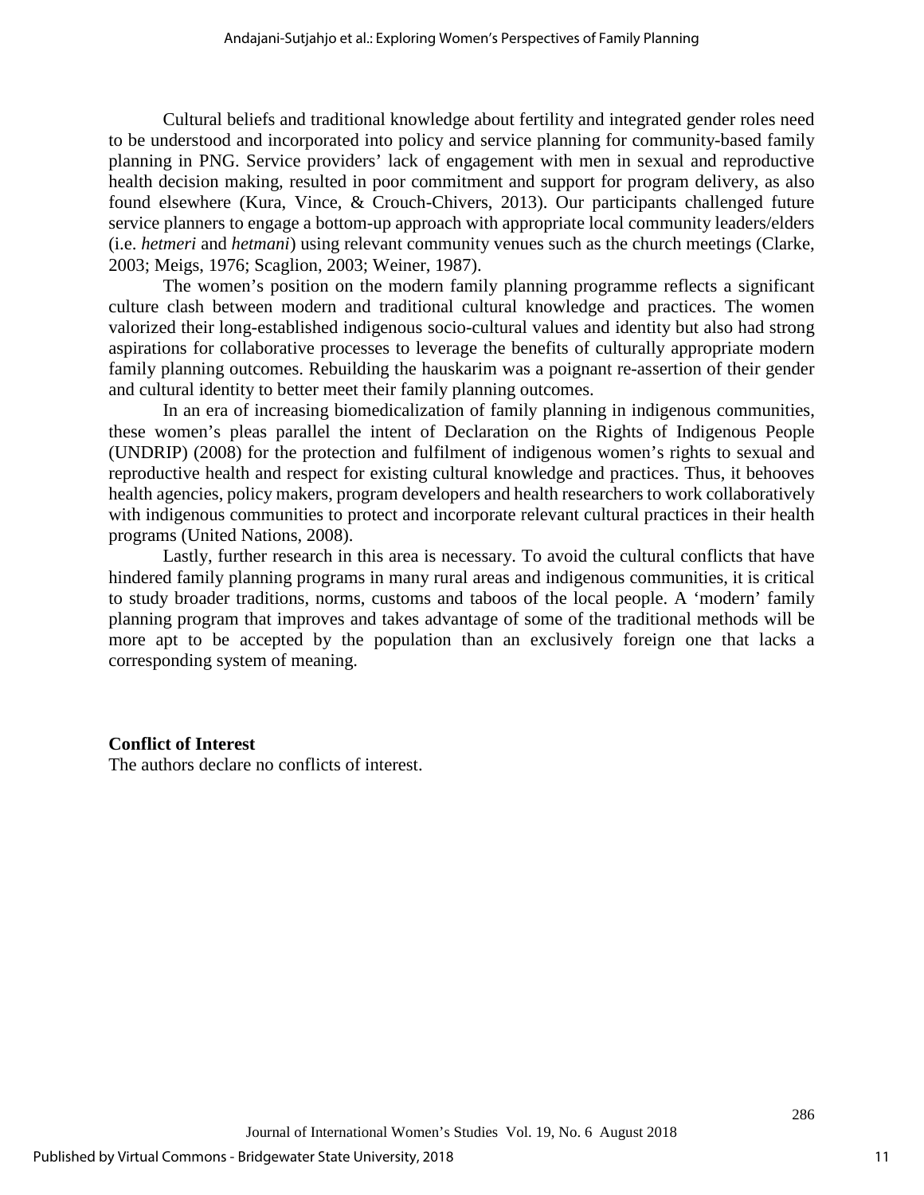Cultural beliefs and traditional knowledge about fertility and integrated gender roles need to be understood and incorporated into policy and service planning for community-based family planning in PNG. Service providers' lack of engagement with men in sexual and reproductive health decision making, resulted in poor commitment and support for program delivery, as also found elsewhere (Kura, Vince, & Crouch-Chivers, 2013). Our participants challenged future service planners to engage a bottom-up approach with appropriate local community leaders/elders (i.e. *hetmeri* and *hetmani*) using relevant community venues such as the church meetings (Clarke, 2003; Meigs, 1976; Scaglion, 2003; Weiner, 1987).

The women's position on the modern family planning programme reflects a significant culture clash between modern and traditional cultural knowledge and practices. The women valorized their long-established indigenous socio-cultural values and identity but also had strong aspirations for collaborative processes to leverage the benefits of culturally appropriate modern family planning outcomes. Rebuilding the hauskarim was a poignant re-assertion of their gender and cultural identity to better meet their family planning outcomes.

In an era of increasing biomedicalization of family planning in indigenous communities, these women's pleas parallel the intent of Declaration on the Rights of Indigenous People (UNDRIP) (2008) for the protection and fulfilment of indigenous women's rights to sexual and reproductive health and respect for existing cultural knowledge and practices. Thus, it behooves health agencies, policy makers, program developers and health researchers to work collaboratively with indigenous communities to protect and incorporate relevant cultural practices in their health programs (United Nations, 2008).

Lastly, further research in this area is necessary. To avoid the cultural conflicts that have hindered family planning programs in many rural areas and indigenous communities, it is critical to study broader traditions, norms, customs and taboos of the local people. A 'modern' family planning program that improves and takes advantage of some of the traditional methods will be more apt to be accepted by the population than an exclusively foreign one that lacks a corresponding system of meaning.

**Conflict of Interest**

The authors declare no conflicts of interest.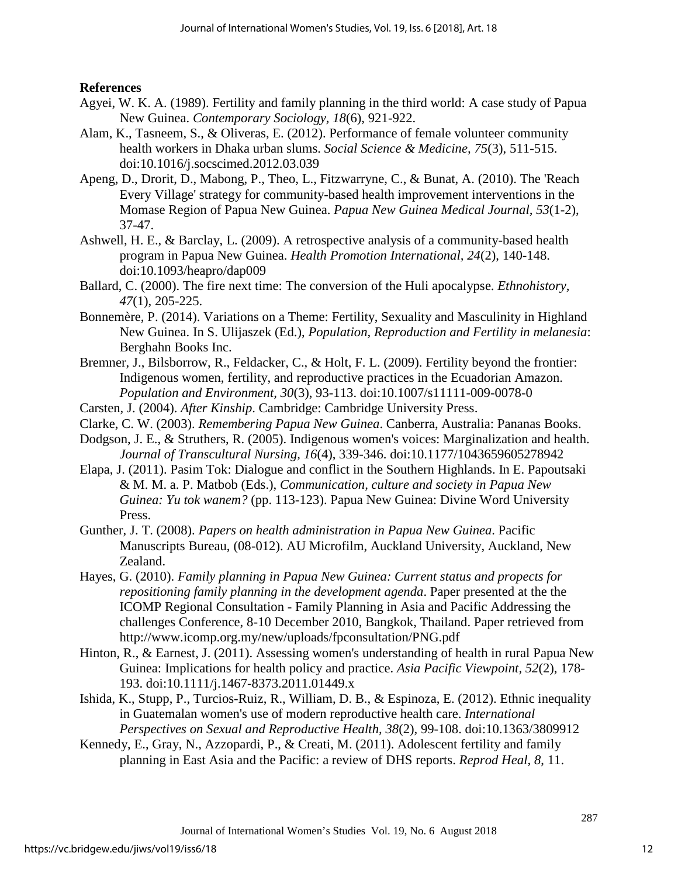**References**

Agyei, W. K. A. (1989). Fertility and family planning in the third world: A case study of Papua New Guinea. *Contemporary Sociology, 18*(6), 921-922.

Alam, K., Tasneem, S., & Oliveras, E. (2012). Performance of female volunteer community health workers in Dhaka urban slums. *Social Science & Medicine, 75*(3), 511-515. doi:10.1016/j.socscimed.2012.03.039

Apeng, D., Drorit, D., Mabong, P., Theo, L., Fitzwarryne, C., & Bunat, A. (2010). The 'Reach Every Village' strategy for community-based health improvement interventions in the Momase Region of Papua New Guinea. *Papua New Guinea Medical Journal, 53*(1-2), 37-47.

Ashwell, H. E., & Barclay, L. (2009). A retrospective analysis of a community-based health program in Papua New Guinea. *Health Promotion International, 24*(2), 140-148. doi:10.1093/heapro/dap009

Ballard, C. (2000). The fire next time: The conversion of the Huli apocalypse. *Ethnohistory, 47*(1), 205-225.

Bonnemère, P. (2014). Variations on a Theme: Fertility, Sexuality and Masculinity in Highland New Guinea. In S. Ulijaszek (Ed.), *Population, Reproduction and Fertility in melanesia*: Berghahn Books Inc.

Bremner, J., Bilsborrow, R., Feldacker, C., & Holt, F. L. (2009). Fertility beyond the frontier: Indigenous women, fertility, and reproductive practices in the Ecuadorian Amazon. *Population and Environment, 30*(3), 93-113. doi:10.1007/s11111-009-0078-0

Carsten, J. (2004). *After Kinship*. Cambridge: Cambridge University Press.

Clarke, C. W. (2003). *Remembering Papua New Guinea*. Canberra, Australia: Pananas Books.

Dodgson, J. E., & Struthers, R. (2005). Indigenous women's voices: Marginalization and health. *Journal of Transcultural Nursing, 16*(4), 339-346. doi:10.1177/1043659605278942

Elapa, J. (2011). Pasim Tok: Dialogue and conflict in the Southern Highlands. In E. Papoutsaki & M. M. a. P. Matbob (Eds.), *Communication, culture and society in Papua New Guinea: Yu tok wanem?* (pp. 113-123). Papua New Guinea: Divine Word University Press.

Gunther, J. T. (2008). *Papers on health administration in Papua New Guinea*. Pacific Manuscripts Bureau, (08-012). AU Microfilm, Auckland University, Auckland, New Zealand.

Hayes, G. (2010). *Family planning in Papua New Guinea: Current status and propects for repositioning family planning in the development agenda*. Paper presented at the the ICOMP Regional Consultation - Family Planning in Asia and Pacific Addressing the challenges Conference, 8-10 December 2010, Bangkok, Thailand. Paper retrieved from http://www.icomp.org.my/new/uploads/fpconsultation/PNG.pdf

Hinton, R., & Earnest, J. (2011). Assessing women's understanding of health in rural Papua New Guinea: Implications for health policy and practice. *Asia Pacific Viewpoint, 52*(2), 178-193. doi:10.1111/j.1467-8373.2011.01449.x

Ishida, K., Stupp, P., Turcios-Ruiz, R., William, D. B., & Espinoza, E. (2012). Ethnic inequality in Guatemalan women's use of modern reproductive health care. *International Perspectives on Sexual and Reproductive Health, 38*(2), 99-108. doi:10.1363/3809912

Kennedy, E., Gray, N., Azzopardi, P., & Creati, M. (2011). Adolescent fertility and family planning in East Asia and the Pacific: a review of DHS reports. *Reprod Heal, 8*, 11.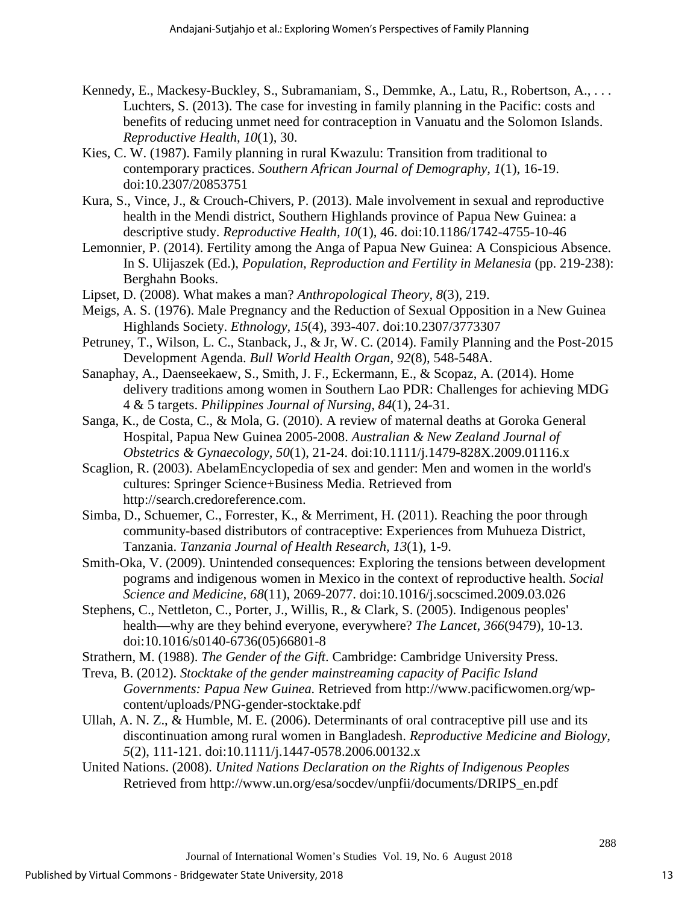Kennedy, E., Mackesy-Buckley, S., Subramaniam, S., Demmke, A., Latu, R., Robertson, A., . . . Luchters, S. (2013). The case for investing in family planning in the Pacific: costs and benefits of reducing unmet need for contraception in Vanuatu and the Solomon Islands. *Reproductive Health, 10*(1), 30.

Kies, C. W. (1987). Family planning in rural Kwazulu: Transition from traditional to contemporary practices. *Southern African Journal of Demography, 1*(1), 16-19. doi:10.2307/20853751

Kura, S., Vince, J., & Crouch-Chivers, P. (2013). Male involvement in sexual and reproductive health in the Mendi district, Southern Highlands province of Papua New Guinea: a descriptive study. *Reproductive Health, 10*(1), 46. doi:10.1186/1742-4755-10-46

Lemonnier, P. (2014). Fertility among the Anga of Papua New Guinea: A Conspicious Absence. In S. Ulijaszek (Ed.), *Population, Reproduction and Fertility in Melanesia* (pp. 219-238): Berghahn Books.

Lipset, D. (2008). What makes a man? *Anthropological Theory, 8*(3), 219.

Meigs, A. S. (1976). Male Pregnancy and the Reduction of Sexual Opposition in a New Guinea Highlands Society. *Ethnology, 15*(4), 393-407. doi:10.2307/3773307

Petruney, T., Wilson, L. C., Stanback, J., & Jr, W. C. (2014). Family Planning and the Post-2015 Development Agenda. *Bull World Health Organ, 92*(8), 548-548A.

Sanaphay, A., Daenseekaew, S., Smith, J. F., Eckermann, E., & Scopaz, A. (2014). Home delivery traditions among women in Southern Lao PDR: Challenges for achieving MDG 4 & 5 targets. *Philippines Journal of Nursing, 84*(1), 24-31.

Sanga, K., de Costa, C., & Mola, G. (2010). A review of maternal deaths at Goroka General Hospital, Papua New Guinea 2005-2008. *Australian & New Zealand Journal of Obstetrics & Gynaecology, 50*(1), 21-24. doi:10.1111/j.1479-828X.2009.01116.x

Scaglion, R. (2003). AbelamEncyclopedia of sex and gender: Men and women in the world's cultures: Springer Science+Business Media. Retrieved from http://search.credoreference.com.

Simba, D., Schuemer, C., Forrester, K., & Merriment, H. (2011). Reaching the poor through community-based distributors of contraceptive: Experiences from Muhueza District, Tanzania. *Tanzania Journal of Health Research, 13*(1), 1-9.

Smith-Oka, V. (2009). Unintended consequences: Exploring the tensions between development pograms and indigenous women in Mexico in the context of reproductive health. *Social Science and Medicine, 68*(11), 2069-2077. doi:10.1016/j.socscimed.2009.03.026

Stephens, C., Nettleton, C., Porter, J., Willis, R., & Clark, S. (2005). Indigenous peoples' health—why are they behind everyone, everywhere? *The Lancet, 366*(9479), 10-13. doi:10.1016/s0140-6736(05)66801-8

Strathern, M. (1988). *The Gender of the Gift*. Cambridge: Cambridge University Press.

Treva, B. (2012). *Stocktake of the gender mainstreaming capacity of Pacific Island Governments: Papua New Guinea.* Retrieved from http://www.pacificwomen.org/wp-content/uploads/PNG-gender-stocktake.pdf

Ullah, A. N. Z., & Humble, M. E. (2006). Determinants of oral contraceptive pill use and its discontinuation among rural women in Bangladesh. *Reproductive Medicine and Biology, 5*(2), 111-121. doi:10.1111/j.1447-0578.2006.00132.x

United Nations. (2008). *United Nations Declaration on the Rights of Indigenous Peoples* Retrieved from http://www.un.org/esa/socdev/unpfii/documents/DRIPS_en.pdf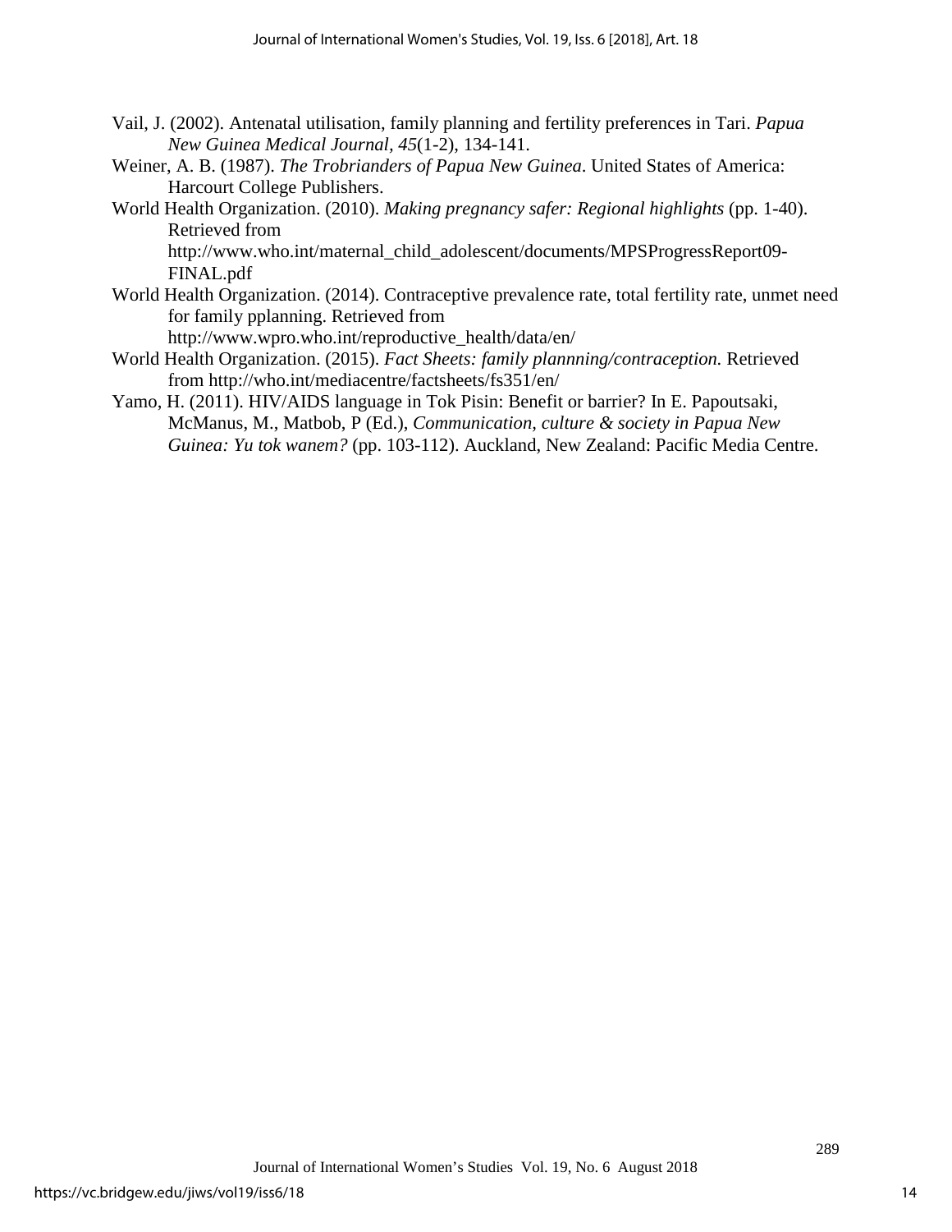Vail, J. (2002). Antenatal utilisation, family planning and fertility preferences in Tari. *Papua New Guinea Medical Journal, 45*(1-2), 134-141.

Weiner, A. B. (1987). *The Trobrianders of Papua New Guinea*. United States of America: Harcourt College Publishers.

World Health Organization. (2010). *Making pregnancy safer: Regional highlights* (pp. 1-40). Retrieved from http://www.who.int/maternal_child_adolescent/documents/MPSProgressReport09-FINAL.pdf

World Health Organization. (2014). Contraceptive prevalence rate, total fertility rate, unmet need for family pplanning. Retrieved from http://www.wpro.who.int/reproductive_health/data/en/

World Health Organization. (2015). *Fact Sheets: family plannning/contraception.* Retrieved from http://who.int/mediacentre/factsheets/fs351/en/

Yamo, H. (2011). HIV/AIDS language in Tok Pisin: Benefit or barrier? In E. Papoutsaki, McManus, M., Matbob, P (Ed.), *Communication, culture & society in Papua New Guinea: Yu tok wanem?* (pp. 103-112). Auckland, New Zealand: Pacific Media Centre.